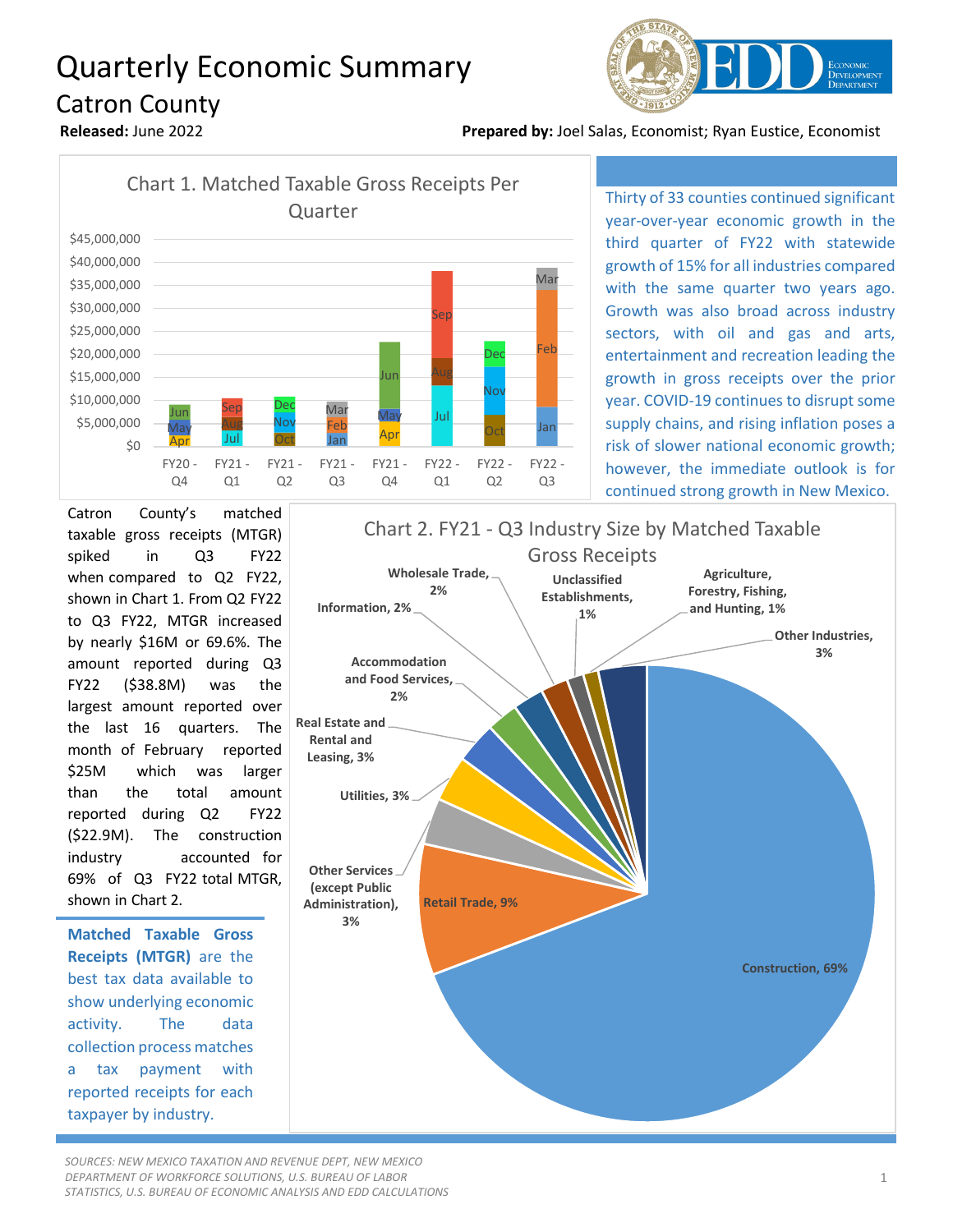# Quarterly Economic Summary

## Catron County

**Released:** June 2022

**Prepared by:** Joel Salas, Economist; Ryan Eustice, Economist

Chart 1. Matched Taxable Gross Receipts Per Quarter

Thirty of 33 counties continued significant year-over-year economic growth in the third quarter of FY22 with statewide growth of 15% for all industries compared with the same quarter two years ago. Growth was also broad across industry sectors, with oil and gas and arts, entertainment and recreation leading the growth in gross receipts over the prior year. COVID-19 continues to disrupt some supply chains, and rising inflation poses a risk of slower national economic growth; however, the immediate outlook is for continued strong growth in New Mexico.

Catron County's matched taxable gross receipts (MTGR) spiked in Q3 FY22 when compared to Q2 FY22, shown in Chart 1. From Q2 FY22 to Q3 FY22, MTGR increased by nearly $16M or 69.6%. The amount reported during Q3 FY22 ($38.8M) was the largest amount reported over the last 16 quarters. The month of February reported $25M which was larger than the total amount reported during Q2 FY22 ($22.9M). The construction industry accounted for 69% of Q3 FY22 total MTGR, shown in Chart 2.

**Matched Taxable Gross Receipts (MTGR)** are the best tax data available to show underlying economic activity. The data collection process matches a tax payment with reported receipts for each taxpayer by industry.

Chart 2. FY21 - Q3 Industry Size by Matched Taxable Gross Receipts

*SOURCES: NEW MEXICO TAXATION AND REVENUE DEPT, NEW MEXICO DEPARTMENT OF WORKFORCE SOLUTIONS, U.S. BUREAU OF LABOR STATISTICS, U.S. BUREAU OF ECONOMIC ANALYSIS AND EDD CALCULATIONS*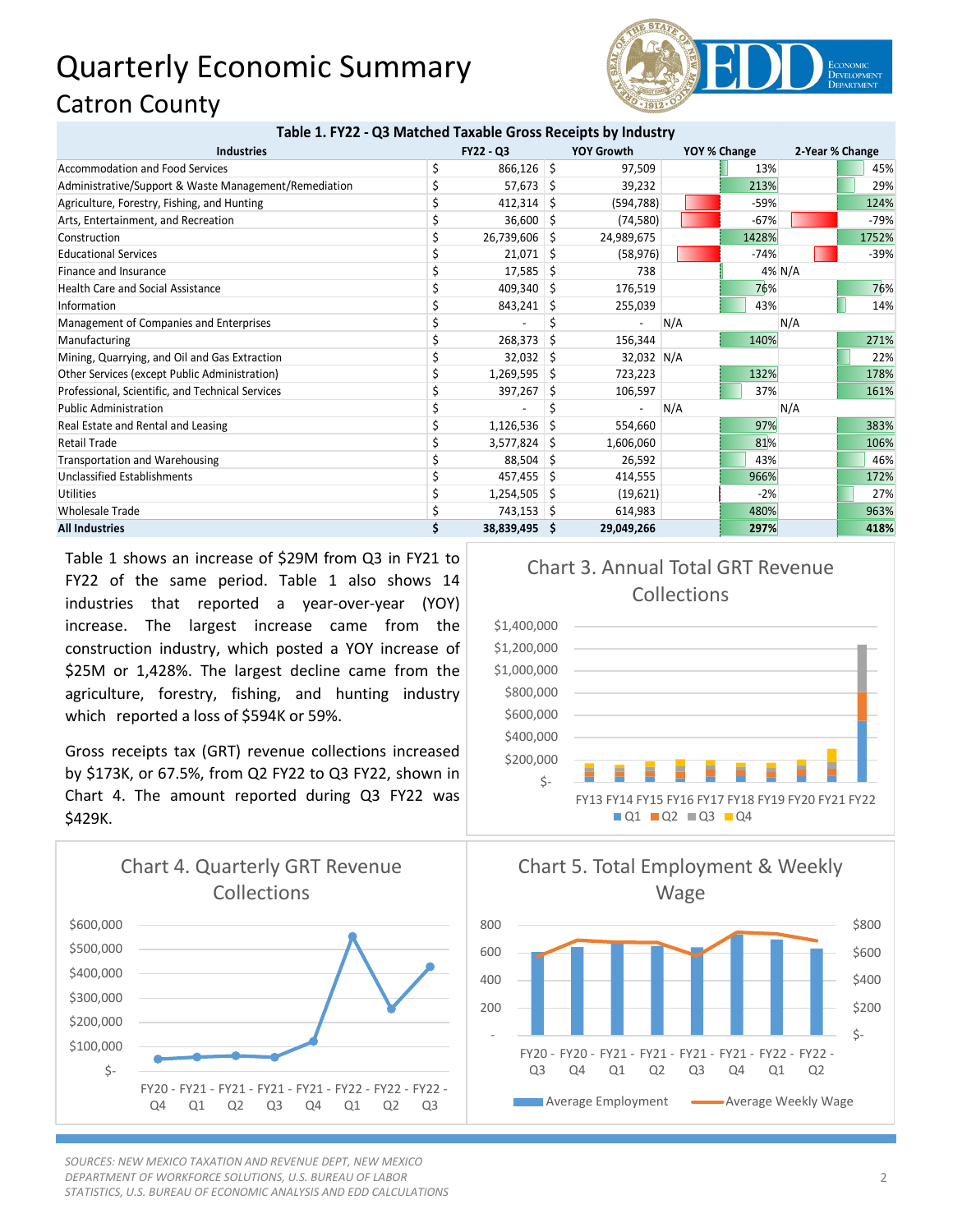# Quarterly Economic Summary

## Catron County

**Table 1. FY22 - Q3 Matched Taxable Gross Receipts by Industry**

| Industries | FY22 - Q3 | YOY Growth | YOY % Change | 2-Year % Change |
|---|---|---|---|---|
| Accommodation and Food Services | $ 866,126 | $ 97,509 | 13% | 45% |
| Administrative/Support & Waste Management/Remediation | $ 57,673 | $ 39,232 | 213% | 29% |
| Agriculture, Forestry, Fishing, and Hunting | $ 412,314 | $ (594,788) | -59% | 124% |
| Arts, Entertainment, and Recreation | $ 36,600 | $ (74,580) | -67% | -79% |
| Construction | $ 26,739,606 | $ 24,989,675 | 1428% | 1752% |
| Educational Services | $ 21,071 | $ (58,976) | -74% | -39% |
| Finance and Insurance | $ 17,585 | $ 738 | 4% | N/A |
| Health Care and Social Assistance | $ 409,340 | $ 176,519 | 76% | 76% |
| Information | $ 843,241 | $ 255,039 | 43% | 14% |
| Management of Companies and Enterprises | $ - | $ - | N/A | N/A |
| Manufacturing | $ 268,373 | $ 156,344 | 140% | 271% |
| Mining, Quarrying, and Oil and Gas Extraction | $ 32,032 | $ 32,032 | N/A | 22% |
| Other Services (except Public Administration) | $ 1,269,595 | $ 723,223 | 132% | 178% |
| Professional, Scientific, and Technical Services | $ 397,267 | $ 106,597 | 37% | 161% |
| Public Administration | $ - | $ - | N/A | N/A |
| Real Estate and Rental and Leasing | $ 1,126,536 | $ 554,660 | 97% | 383% |
| Retail Trade | $ 3,577,824 | $ 1,606,060 | 81% | 106% |
| Transportation and Warehousing | $ 88,504 | $ 26,592 | 43% | 46% |
| Unclassified Establishments | $ 457,455 | $ 414,555 | 966% | 172% |
| Utilities | $ 1,254,505 | $ (19,621) | -2% | 27% |
| Wholesale Trade | $ 743,153 | $ 614,983 | 480% | 963% |
| **All Industries** | **$ 38,839,495** | **$ 29,049,266** | **297%** | **418%** |

Table 1 shows an increase of $29M from Q3 in FY21 to FY22 of the same period. Table 1 also shows 14 industries that reported a year-over-year (YOY) increase. The largest increase came from the construction industry, which posted a YOY increase of $25M or 1,428%. The largest decline came from the agriculture, forestry, fishing, and hunting industry which reported a loss of $594K or 59%.

Gross receipts tax (GRT) revenue collections increased by $173K, or 67.5%, from Q2 FY22 to Q3 FY22, shown in Chart 4. The amount reported during Q3 FY22 was $429K.

**Chart 3. Annual Total GRT Revenue Collections**

**Chart 4. Quarterly GRT Revenue Collections**

**Chart 5. Total Employment & Weekly Wage**

*SOURCES: NEW MEXICO TAXATION AND REVENUE DEPT, NEW MEXICO DEPARTMENT OF WORKFORCE SOLUTIONS, U.S. BUREAU OF LABOR STATISTICS, U.S. BUREAU OF ECONOMIC ANALYSIS AND EDD CALCULATIONS*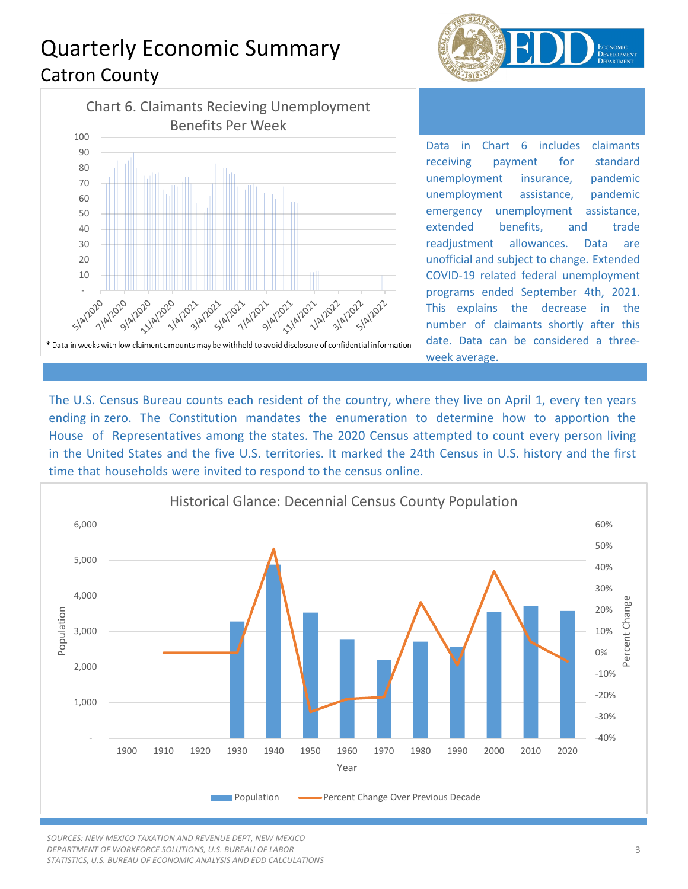# Quarterly Economic Summary

## Catron County

Chart 6. Claimants Recieving Unemployment Benefits Per Week

100
90
80
70
60
50
40
30
20
10
-

5/4/2020 7/4/2020 9/4/2020 11/4/2020 1/4/2021 3/4/2021 5/4/2021 7/4/2021 9/4/2021 11/4/2021 1/4/2022 3/4/2022 5/4/2022

\* Data in weeks with low claiment amounts may be withheld to avoid disclosure of confidential information

Data in Chart 6 includes claimants receiving payment for standard unemployment insurance, pandemic unemployment assistance, pandemic emergency unemployment assistance, extended benefits, and trade readjustment allowances. Data are unofficial and subject to change. Extended COVID-19 related federal unemployment programs ended September 4th, 2021. This explains the decrease in the number of claimants shortly after this date. Data can be considered a three-week average.

The U.S. Census Bureau counts each resident of the country, where they live on April 1, every ten years ending in zero. The Constitution mandates the enumeration to determine how to apportion the House of Representatives among the states. The 2020 Census attempted to count every person living in the United States and the five U.S. territories. It marked the 24th Census in U.S. history and the first time that households were invited to respond to the census online.

Historical Glance: Decennial Census County Population

Population: 6,000 5,000 4,000 3,000 2,000 1,000 -

Percent Change: 60% 50% 40% 30% 20% 10% 0% -10% -20% -30% -40%

Year: 1900 1910 1920 1930 1940 1950 1960 1970 1980 1990 2000 2010 2020

Population — Percent Change Over Previous Decade

*SOURCES: NEW MEXICO TAXATION AND REVENUE DEPT, NEW MEXICO DEPARTMENT OF WORKFORCE SOLUTIONS, U.S. BUREAU OF LABOR STATISTICS, U.S. BUREAU OF ECONOMIC ANALYSIS AND EDD CALCULATIONS*